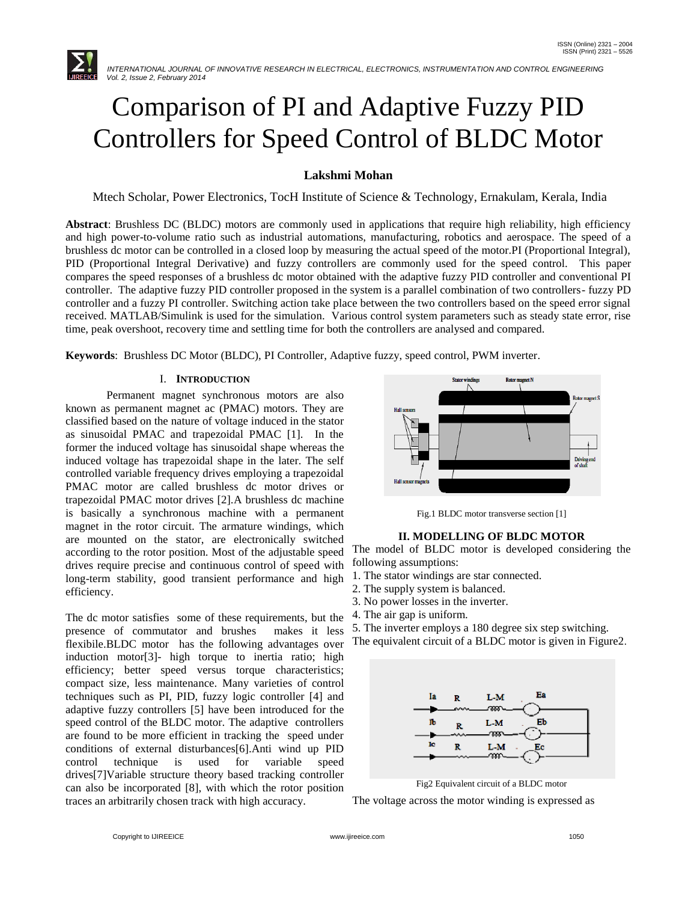# Comparison of PI and Adaptive Fuzzy PID Controllers for Speed Control of BLDC Motor

**Lakshmi Mohan**

Mtech Scholar, Power Electronics, TocH Institute of Science & Technology, Ernakulam, Kerala, India

**Abstract**: Brushless DC (BLDC) motors are commonly used in applications that require high reliability, high efficiency and high power-to-volume ratio such as industrial automations, manufacturing, robotics and aerospace. The speed of a brushless dc motor can be controlled in a closed loop by measuring the actual speed of the motor.PI (Proportional Integral), PID (Proportional Integral Derivative) and fuzzy controllers are commonly used for the speed control. This paper compares the speed responses of a brushless dc motor obtained with the adaptive fuzzy PID controller and conventional PI controller. The adaptive fuzzy PID controller proposed in the system is a parallel combination of two controllers- fuzzy PD controller and a fuzzy PI controller. Switching action take place between the two controllers based on the speed error signal received. MATLAB/Simulink is used for the simulation. Various control system parameters such as steady state error, rise time, peak overshoot, recovery time and settling time for both the controllers are analysed and compared.

**Keywords**: Brushless DC Motor (BLDC), PI Controller, Adaptive fuzzy, speed control, PWM inverter.

## I. INTRODUCTION

Permanent magnet synchronous motors are also known as permanent magnet ac (PMAC) motors. They are classified based on the nature of voltage induced in the stator as sinusoidal PMAC and trapezoidal PMAC [1]. In the former the induced voltage has sinusoidal shape whereas the induced voltage has trapezoidal shape in the later. The self controlled variable frequency drives employing a trapezoidal PMAC motor are called brushless dc motor drives or trapezoidal PMAC motor drives [2].A brushless dc machine is basically a synchronous machine with a permanent magnet in the rotor circuit. The armature windings, which are mounted on the stator, are electronically switched according to the rotor position. Most of the adjustable speed drives require precise and continuous control of speed with long-term stability, good transient performance and high efficiency.

The dc motor satisfies some of these requirements, but the presence of commutator and brushes makes it less flexibile.BLDC motor has the following advantages over induction motor[3]- high torque to inertia ratio; high efficiency; better speed versus torque characteristics; compact size, less maintenance. Many varieties of control techniques such as PI, PID, fuzzy logic controller [4] and adaptive fuzzy controllers [5] have been introduced for the speed control of the BLDC motor. The adaptive controllers are found to be more efficient in tracking the speed under conditions of external disturbances[6].Anti wind up PID control technique is used for variable speed drives[7]Variable structure theory based tracking controller can also be incorporated [8], with which the rotor position traces an arbitrarily chosen track with high accuracy.

Fig.1 BLDC motor transverse section [1]

## II. MODELLING OF BLDC MOTOR

The model of BLDC motor is developed considering the following assumptions:

1. The stator windings are star connected.
2. The supply system is balanced.
3. No power losses in the inverter.
4. The air gap is uniform.
5. The inverter employs a 180 degree six step switching.

The equivalent circuit of a BLDC motor is given in Figure2.

Fig2 Equivalent circuit of a BLDC motor

The voltage across the motor winding is expressed as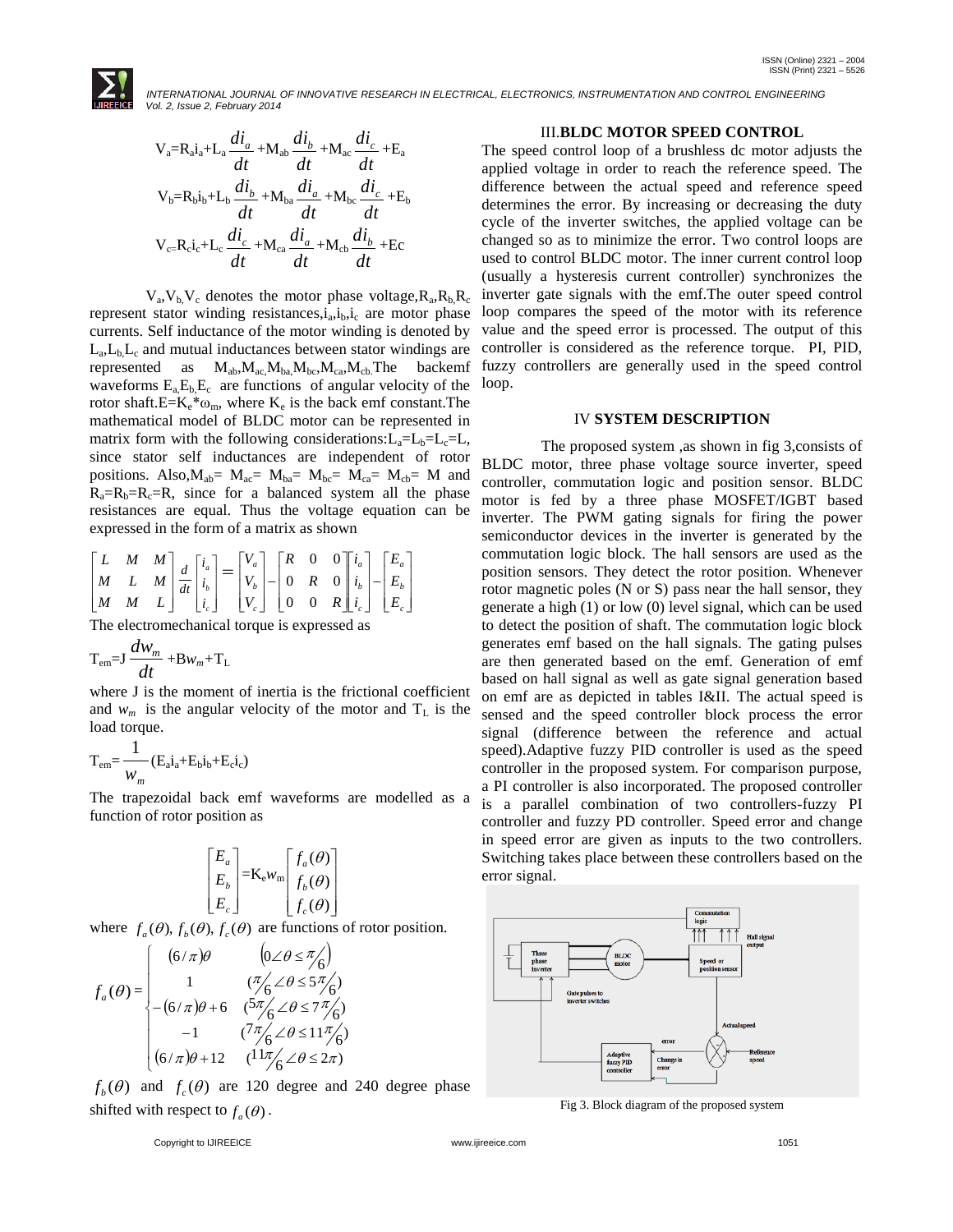$$V_a = R_a i_a + L_a \frac{di_a}{dt} + M_{ab}\frac{di_b}{dt} + M_{ac}\frac{di_c}{dt} + E_a$$

$$V_b = R_b i_b + L_b \frac{di_b}{dt} + M_{ba}\frac{di_a}{dt} + M_{bc}\frac{di_c}{dt} + E_b$$

$$V_c = R_c i_c + L_c \frac{di_c}{dt} + M_{ca}\frac{di_a}{dt} + M_{cb}\frac{di_b}{dt} + E_c$$

$V_a, V_b, V_c$ denotes the motor phase voltage, $R_a, R_b, R_c$ represent stator winding resistances, $i_a, i_b, i_c$ are motor phase currents. Self inductance of the motor winding is denoted by $L_a, L_b, L_c$ and mutual inductances between stator windings are represented as $M_{ab}, M_{ac}, M_{ba}, M_{bc}, M_{ca}, M_{cb}$. The backemf waveforms $E_a, E_b, E_c$ are functions of angular velocity of the rotor shaft. $E = K_e * \omega_m$, where $K_e$ is the back emf constant. The mathematical model of BLDC motor can be represented in matrix form with the following considerations: $L_a = L_b = L_c = L$, since stator self inductances are independent of rotor positions. Also, $M_{ab} = M_{ac} = M_{ba} = M_{bc} = M_{ca} = M_{cb} = M$ and $R_a = R_b = R_c = R$, since for a balanced system all the phase resistances are equal. Thus the voltage equation can be expressed in the form of a matrix as shown

$$\begin{bmatrix} L & M & M \\ M & L & M \\ M & M & L \end{bmatrix} \frac{d}{dt}\begin{bmatrix} i_a \\ i_b \\ i_c \end{bmatrix} = \begin{bmatrix} V_a \\ V_b \\ V_c \end{bmatrix} - \begin{bmatrix} R & 0 & 0 \\ 0 & R & 0 \\ 0 & 0 & R \end{bmatrix}\begin{bmatrix} i_a \\ i_b \\ i_c \end{bmatrix} - \begin{bmatrix} E_a \\ E_b \\ E_c \end{bmatrix}$$

The electromechanical torque is expressed as

$$T_{em} = J\frac{dw_m}{dt} + Bw_m + T_L$$

where J is the moment of inertia is the frictional coefficient and $w_m$ is the angular velocity of the motor and $T_L$ is the load torque.

$$T_{em} = \frac{1}{w_m}(E_a i_a + E_b i_b + E_c i_c)$$

The trapezoidal back emf waveforms are modelled as a function of rotor position as

$$\begin{bmatrix} E_a \\ E_b \\ E_c \end{bmatrix} = K_e w_m \begin{bmatrix} f_a(\theta) \\ f_b(\theta) \\ f_c(\theta) \end{bmatrix}$$

where $f_a(\theta)$, $f_b(\theta)$, $f_c(\theta)$ are functions of rotor position.

$$f_a(\theta) = \begin{cases} (6/\pi)\theta & (0 \angle \theta \le \pi/6) \\ 1 & (\pi/6 \angle \theta \le 5\pi/6) \\ -(6/\pi)\theta + 6 & (5\pi/6 \angle \theta \le 7\pi/6) \\ -1 & (7\pi/6 \angle \theta \le 11\pi/6) \\ (6/\pi)\theta + 12 & (11\pi/6 \angle \theta \le 2\pi) \end{cases}$$

$f_b(\theta)$ and $f_c(\theta)$ are 120 degree and 240 degree phase shifted with respect to $f_a(\theta)$.

## III. BLDC MOTOR SPEED CONTROL

The speed control loop of a brushless dc motor adjusts the applied voltage in order to reach the reference speed. The difference between the actual speed and reference speed determines the error. By increasing or decreasing the duty cycle of the inverter switches, the applied voltage can be changed so as to minimize the error. Two control loops are used to control BLDC motor. The inner current control loop (usually a hysteresis current controller) synchronizes the inverter gate signals with the emf. The outer speed control loop compares the speed of the motor with its reference value and the speed error is processed. The output of this controller is considered as the reference torque. PI, PID, fuzzy controllers are generally used in the speed control loop.

## IV SYSTEM DESCRIPTION

The proposed system, as shown in fig 3, consists of BLDC motor, three phase voltage source inverter, speed controller, commutation logic and position sensor. BLDC motor is fed by a three phase MOSFET/IGBT based inverter. The PWM gating signals for firing the power semiconductor devices in the inverter is generated by the commutation logic block. The hall sensors are used as the position sensors. They detect the rotor position. Whenever rotor magnetic poles (N or S) pass near the hall sensor, they generate a high (1) or low (0) level signal, which can be used to detect the position of shaft. The commutation logic block generates emf based on the hall signals. The gating pulses are then generated based on the emf. Generation of emf based on hall signal as well as gate signal generation based on emf are as depicted in tables I&II. The actual speed is sensed and the speed controller block process the error signal (difference between the reference and actual speed). Adaptive fuzzy PID controller is used as the speed controller in the proposed system. For comparison purpose, a PI controller is also incorporated. The proposed controller is a parallel combination of two controllers-fuzzy PI controller and fuzzy PD controller. Speed error and change in speed error are given as inputs to the two controllers. Switching takes place between these controllers based on the error signal.

Fig 3. Block diagram of the proposed system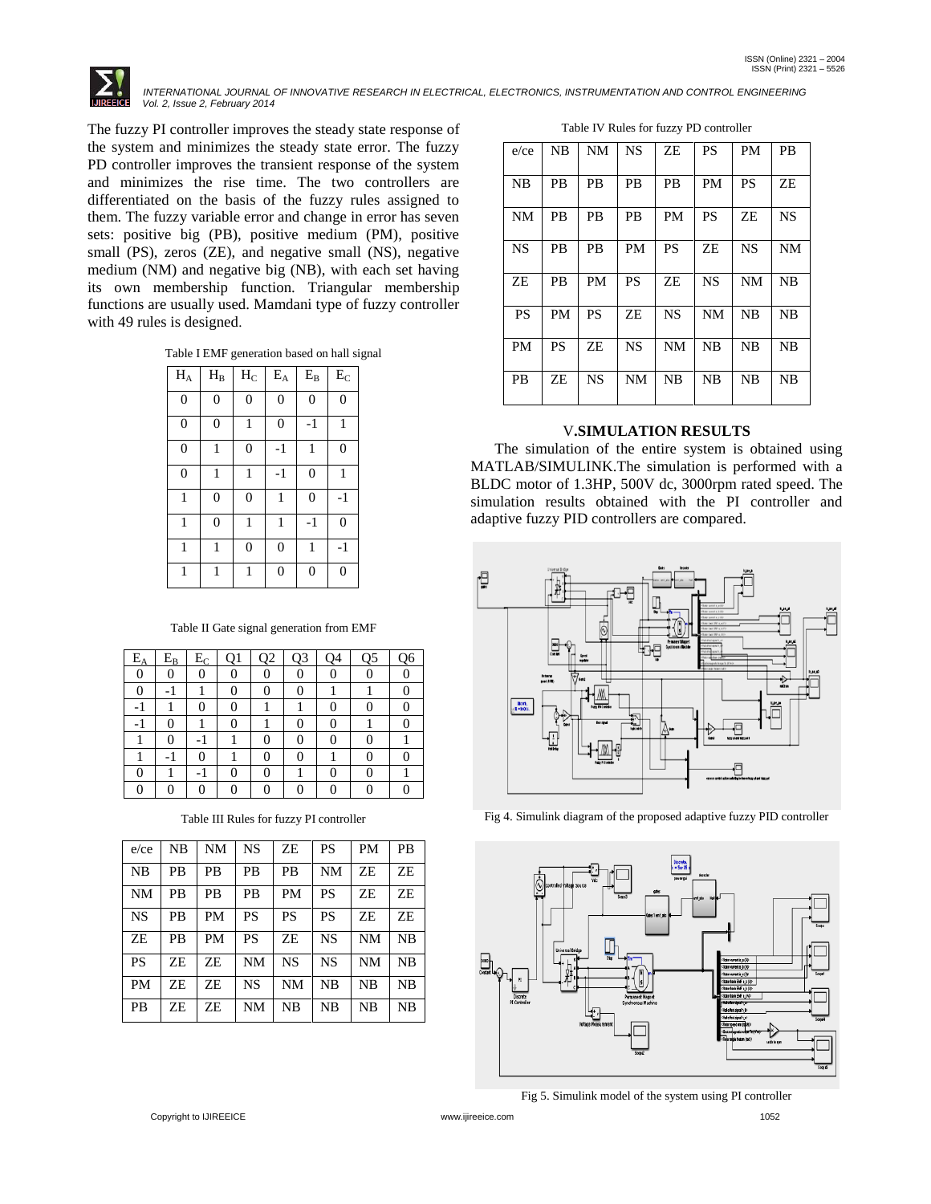The fuzzy PI controller improves the steady state response of the system and minimizes the steady state error. The fuzzy PD controller improves the transient response of the system and minimizes the rise time. The two controllers are differentiated on the basis of the fuzzy rules assigned to them. The fuzzy variable error and change in error has seven sets: positive big (PB), positive medium (PM), positive small (PS), zeros (ZE), and negative small (NS), negative medium (NM) and negative big (NB), with each set having its own membership function. Triangular membership functions are usually used. Mamdani type of fuzzy controller with 49 rules is designed.

Table I EMF generation based on hall signal

| $H_A$ | $H_B$ | $H_C$ | $E_A$ | $E_B$ | $E_C$ |
|---|---|---|---|---|---|
| 0 | 0 | 0 | 0 | 0 | 0 |
| 0 | 0 | 1 | 0 | -1 | 1 |
| 0 | 1 | 0 | -1 | 1 | 0 |
| 0 | 1 | 1 | -1 | 0 | 1 |
| 1 | 0 | 0 | 1 | 0 | -1 |
| 1 | 0 | 1 | 1 | -1 | 0 |
| 1 | 1 | 0 | 0 | 1 | -1 |
| 1 | 1 | 1 | 0 | 0 | 0 |

Table II Gate signal generation from EMF

| $E_A$ | $E_B$ | $E_C$ | Q1 | Q2 | Q3 | Q4 | Q5 | Q6 |
|---|---|---|---|---|---|---|---|---|
| 0 | 0 | 0 | 0 | 0 | 0 | 0 | 0 | 0 |
| 0 | -1 | 1 | 0 | 0 | 0 | 1 | 1 | 0 |
| -1 | 1 | 0 | 0 | 1 | 1 | 0 | 0 | 0 |
| -1 | 0 | 1 | 0 | 1 | 0 | 0 | 1 | 0 |
| 1 | 0 | -1 | 1 | 0 | 0 | 0 | 0 | 1 |
| 1 | -1 | 0 | 1 | 0 | 0 | 1 | 0 | 0 |
| 0 | 1 | -1 | 0 | 0 | 1 | 0 | 0 | 1 |
| 0 | 0 | 0 | 0 | 0 | 0 | 0 | 0 | 0 |

Table III Rules for fuzzy PI controller

| e/ce | NB | NM | NS | ZE | PS | PM | PB |
|---|---|---|---|---|---|---|---|
| NB | PB | PB | PB | PB | NM | ZE | ZE |
| NM | PB | PB | PB | PM | PS | ZE | ZE |
| NS | PB | PM | PS | PS | PS | ZE | ZE |
| ZE | PB | PM | PS | ZE | NS | NM | NB |
| PS | ZE | ZE | NM | NS | NS | NM | NB |
| PM | ZE | ZE | NS | NM | NB | NB | NB |
| PB | ZE | ZE | NM | NB | NB | NB | NB |

Table IV Rules for fuzzy PD controller

| e/ce | NB | NM | NS | ZE | PS | PM | PB |
|---|---|---|---|---|---|---|---|
| NB | PB | PB | PB | PB | PM | PS | ZE |
| NM | PB | PB | PB | PM | PS | ZE | NS |
| NS | PB | PB | PM | PS | ZE | NS | NM |
| ZE | PB | PM | PS | ZE | NS | NM | NB |
| PS | PM | PS | ZE | NS | NM | NB | NB |
| PM | PS | ZE | NS | NM | NB | NB | NB |
| PB | ZE | NS | NM | NB | NB | NB | NB |

## V. SIMULATION RESULTS

The simulation of the entire system is obtained using MATLAB/SIMULINK.The simulation is performed with a BLDC motor of 1.3HP, 500V dc, 3000rpm rated speed. The simulation results obtained with the PI controller and adaptive fuzzy PID controllers are compared.

Fig 4. Simulink diagram of the proposed adaptive fuzzy PID controller

Fig 5. Simulink model of the system using PI controller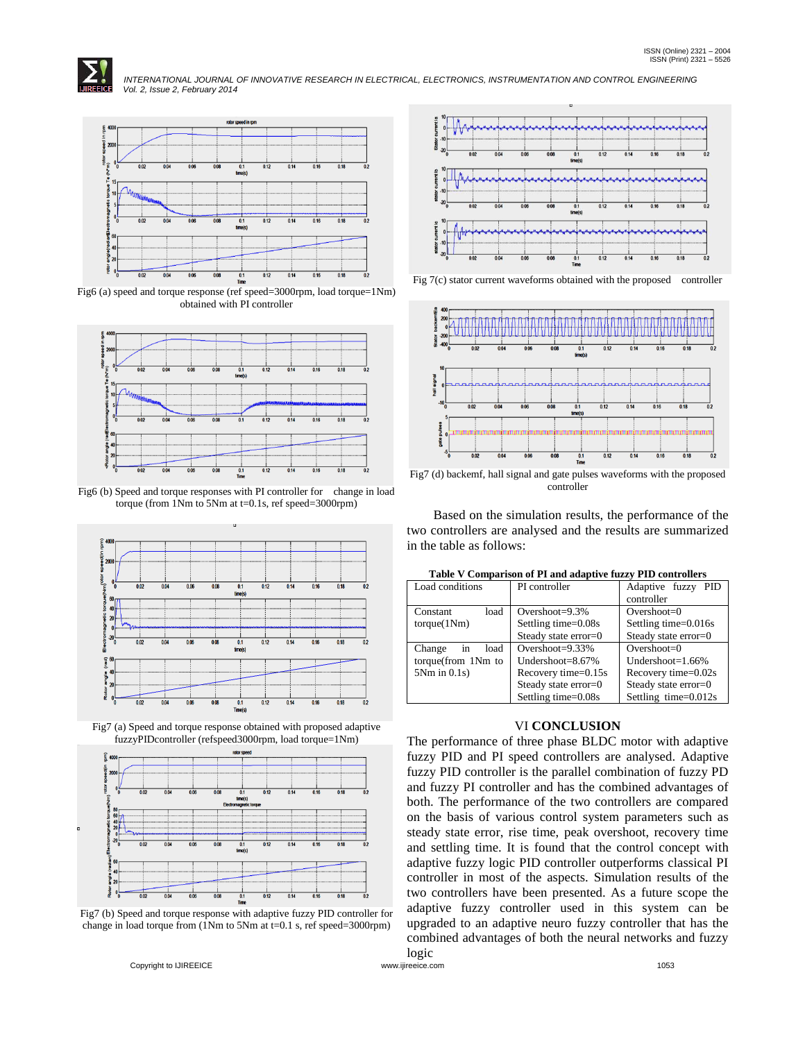Fig6 (a) speed and torque response (ref speed=3000rpm, load torque=1Nm) obtained with PI controller

Fig6 (b) Speed and torque responses with PI controller for change in load torque (from 1Nm to 5Nm at t=0.1s, ref speed=3000rpm)

Fig7 (a) Speed and torque response obtained with proposed adaptive fuzzyPIDcontroller (refspeed3000rpm, load torque=1Nm)

Fig7 (b) Speed and torque response with adaptive fuzzy PID controller for change in load torque from (1Nm to 5Nm at t=0.1 s, ref speed=3000rpm)

Fig 7(c) stator current waveforms obtained with the proposed controller

Fig7 (d) backemf, hall signal and gate pulses waveforms with the proposed controller

Based on the simulation results, the performance of the two controllers are analysed and the results are summarized in the table as follows:

**Table V Comparison of PI and adaptive fuzzy PID controllers**

| Load conditions | PI controller | Adaptive fuzzy PID controller |
|---|---|---|
| Constant load torque(1Nm) | Overshoot=9.3%<br>Settling time=0.08s<br>Steady state error=0 | Overshoot=0<br>Settling time=0.016s<br>Steady state error=0 |
| Change in load torque(from 1Nm to 5Nm in 0.1s) | Overshoot=9.33%<br>Undershoot=8.67%<br>Recovery time=0.15s<br>Steady state error=0<br>Settling time=0.08s | Overshoot=0<br>Undershoot=1.66%<br>Recovery time=0.02s<br>Steady state error=0<br>Settling time=0.012s |

## VI **CONCLUSION**

The performance of three phase BLDC motor with adaptive fuzzy PID and PI speed controllers are analysed. Adaptive fuzzy PID controller is the parallel combination of fuzzy PD and fuzzy PI controller and has the combined advantages of both. The performance of the two controllers are compared on the basis of various control system parameters such as steady state error, rise time, peak overshoot, recovery time and settling time. It is found that the control concept with adaptive fuzzy logic PID controller outperforms classical PI controller in most of the aspects. Simulation results of the two controllers have been presented. As a future scope the adaptive fuzzy controller used in this system can be upgraded to an adaptive neuro fuzzy controller that has the combined advantages of both the neural networks and fuzzy logic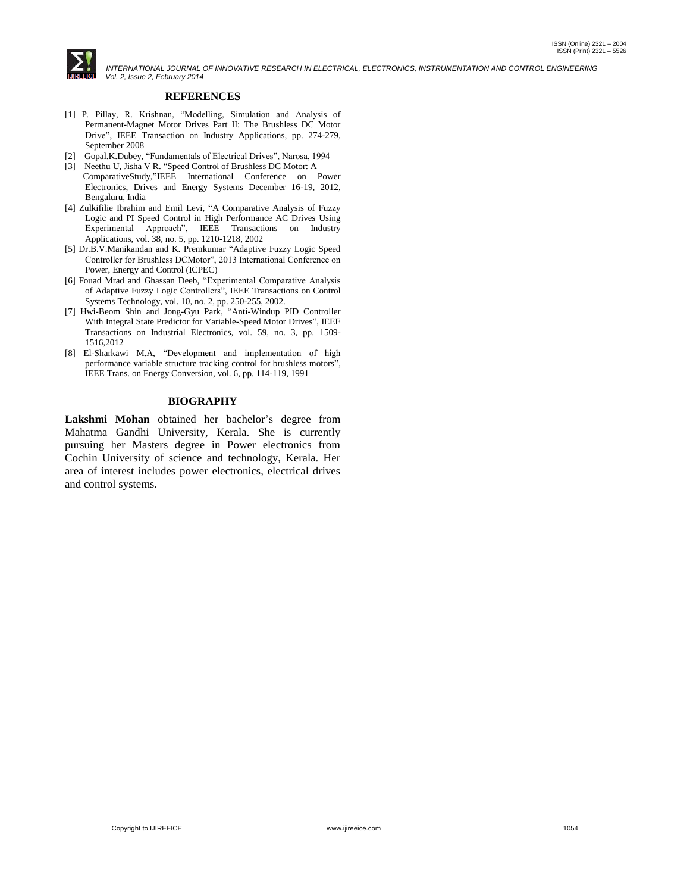## REFERENCES

[1] P. Pillay, R. Krishnan, “Modelling, Simulation and Analysis of Permanent-Magnet Motor Drives Part II: The Brushless DC Motor Drive”, IEEE Transaction on Industry Applications, pp. 274-279, September 2008

[2] Gopal.K.Dubey, “Fundamentals of Electrical Drives”, Narosa, 1994

[3] Neethu U, Jisha V R. “Speed Control of Brushless DC Motor: A ComparativeStudy,”IEEE International Conference on Power Electronics, Drives and Energy Systems December 16-19, 2012, Bengaluru, India

[4] Zulkifilie Ibrahim and Emil Levi, “A Comparative Analysis of Fuzzy Logic and PI Speed Control in High Performance AC Drives Using Experimental Approach”, IEEE Transactions on Industry Applications, vol. 38, no. 5, pp. 1210-1218, 2002

[5] Dr.B.V.Manikandan and K. Premkumar “Adaptive Fuzzy Logic Speed Controller for Brushless DCMotor”, 2013 International Conference on Power, Energy and Control (ICPEC)

[6] Fouad Mrad and Ghassan Deeb, “Experimental Comparative Analysis of Adaptive Fuzzy Logic Controllers”, IEEE Transactions on Control Systems Technology, vol. 10, no. 2, pp. 250-255, 2002.

[7] Hwi-Beom Shin and Jong-Gyu Park, “Anti-Windup PID Controller With Integral State Predictor for Variable-Speed Motor Drives”, IEEE Transactions on Industrial Electronics, vol. 59, no. 3, pp. 1509-1516,2012

[8] El-Sharkawi M.A, “Development and implementation of high performance variable structure tracking control for brushless motors”, IEEE Trans. on Energy Conversion, vol. 6, pp. 114-119, 1991

## BIOGRAPHY

**Lakshmi Mohan** obtained her bachelor’s degree from Mahatma Gandhi University, Kerala. She is currently pursuing her Masters degree in Power electronics from Cochin University of science and technology, Kerala. Her area of interest includes power electronics, electrical drives and control systems.